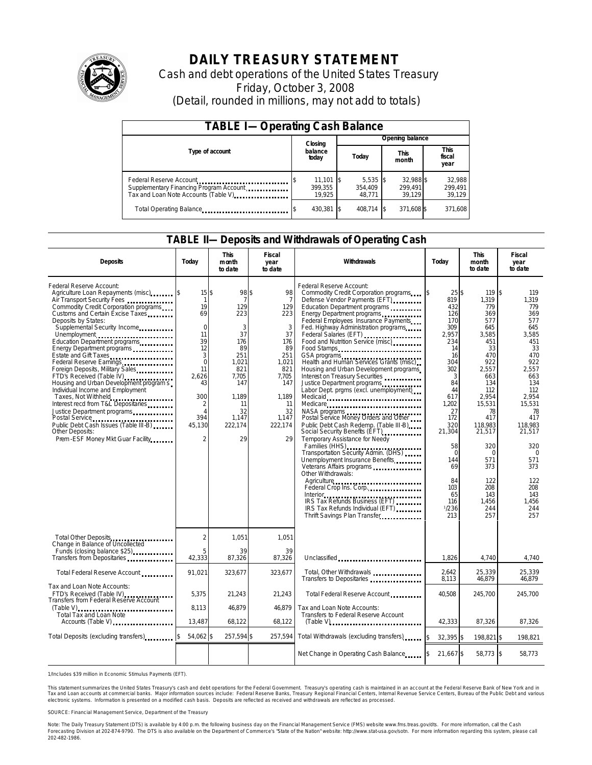# DAILY TREASURY STATEMENT

Cash and debt operations of the United States Treasury

Friday, October 3, 2008

(Detail, rounded in millions, may not add to totals)

## TABLE I—Operating Cash Balance

| Type of account | Closing balance today | Opening balance Today | Opening balance This month | Opening balance This fiscal year |
|---|---|---|---|---|
| Federal Reserve Account | $ 11,101 | $ 5,535 | $ 32,988 | $ 32,988 |
| Supplementary Financing Program Account | 399,355 | 354,409 | 299,491 | 299,491 |
| Tax and Loan Note Accounts (Table V) | 19,925 | 48,771 | 39,129 | 39,129 |
| Total Operating Balance | $ 430,381 | $ 408,714 | $ 371,608 | $ 371,608 |

## TABLE II—Deposits and Withdrawals of Operating Cash

| Deposits | Today | This month to date | Fiscal year to date |
|---|---|---|---|
| Federal Reserve Account: | | | |
| Agriculture Loan Repayments (misc) | $ 15 | $ 98 | $ 98 |
| Air Transport Security Fees | 1 | 7 | 7 |
| Commodity Credit Corporation programs | 19 | 129 | 129 |
| Customs and Certain Excise Taxes | 69 | 223 | 223 |
| Deposits by States: | | | |
| Supplemental Security Income | 0 | 3 | 3 |
| Unemployment | 11 | 37 | 37 |
| Education Department programs | 39 | 176 | 176 |
| Energy Department programs | 12 | 89 | 89 |
| Estate and Gift Taxes | 3 | 251 | 251 |
| Federal Reserve Earnings | 0 | 1,021 | 1,021 |
| Foreign Deposits, Military Sales | 11 | 821 | 821 |
| FTD's Received (Table IV) | 2,626 | 7,705 | 7,705 |
| Housing and Urban Development programs | 43 | 147 | 147 |
| Individual Income and Employment Taxes, Not Withheld | 300 | 1,189 | 1,189 |
| Interest recd from T&L Depositaries | 2 | 11 | 11 |
| Justice Department programs | 4 | 32 | 32 |
| Postal Service | 394 | 1,147 | 1,147 |
| Public Debt Cash Issues (Table III-B) | 45,130 | 222,174 | 222,174 |
| Other Deposits: | | | |
| Prem-ESF Money Mkt Guar Facility | 2 | 29 | 29 |
| Total Other Deposits | 2 | 1,051 | 1,051 |
| Change in Balance of Uncollected Funds (closing balance $25) | 5 | 39 | 39 |
| Transfers from Depositaries | 42,333 | 87,326 | 87,326 |
| Total Federal Reserve Account | 91,021 | 323,677 | 323,677 |
| Tax and Loan Note Accounts: | | | |
| FTD's Received (Table IV) | 5,375 | 21,243 | 21,243 |
| Transfers from Federal Reserve Account (Table V) | 8,113 | 46,879 | 46,879 |
| Total Tax and Loan Note Accounts (Table V) | 13,487 | 68,122 | 68,122 |
| Total Deposits (excluding transfers) | $ 54,062 | $ 257,594 | $ 257,594 |

| Withdrawals | Today | This month to date | Fiscal year to date |
|---|---|---|---|
| Federal Reserve Account: | | | |
| Commodity Credit Corporation programs | $ 25 | $ 119 | $ 119 |
| Defense Vendor Payments (EFT) | 819 | 1,319 | 1,319 |
| Education Department programs | 432 | 779 | 779 |
| Energy Department programs | 126 | 369 | 369 |
| Federal Employees Insurance Payments | 170 | 577 | 577 |
| Fed. Highway Administration programs | 309 | 645 | 645 |
| Federal Salaries (EFT) | 2,957 | 3,585 | 3,585 |
| Food and Nutrition Service (misc) | 234 | 451 | 451 |
| Food Stamps | 14 | 33 | 33 |
| GSA programs | 16 | 470 | 470 |
| Health and Human Services Grants (misc) | 304 | 922 | 922 |
| Housing and Urban Development programs | 302 | 2,557 | 2,557 |
| Interest on Treasury Securities | 3 | 663 | 663 |
| Justice Department programs | 84 | 134 | 134 |
| Labor Dept. prgms (excl. unemployment) | 44 | 112 | 112 |
| Medicaid | 617 | 2,954 | 2,954 |
| Medicare | 1,202 | 15,531 | 15,531 |
| NASA programs | 27 | 78 | 78 |
| Postal Service Money Orders and Other | 172 | 417 | 417 |
| Public Debt Cash Redemp. (Table III-B) | 320 | 118,983 | 118,983 |
| Social Security Benefits (EFT) | 21,304 | 21,517 | 21,517 |
| Temporary Assistance for Needy Families (HHS) | 58 | 320 | 320 |
| Transportation Security Admin. (DHS) | 0 | 0 | 0 |
| Unemployment Insurance Benefits | 144 | 571 | 571 |
| Veterans Affairs programs | 69 | 373 | 373 |
| Other Withdrawals: | | | |
| Agriculture | 84 | 122 | 122 |
| Federal Crop Ins. Corp. | 103 | 208 | 208 |
| Interior | 65 | 143 | 143 |
| IRS Tax Refunds Business (EFT) | 116 | 1,456 | 1,456 |
| IRS Tax Refunds Individual (EFT) | [1]/236 | 244 | 244 |
| Thrift Savings Plan Transfer | 213 | 257 | 257 |
| Unclassified | 1,826 | 4,740 | 4,740 |
| Total, Other Withdrawals | 2,642 | 25,339 | 25,339 |
| Transfers to Depositaries | 8,113 | 46,879 | 46,879 |
| Total Federal Reserve Account | 40,508 | 245,700 | 245,700 |
| Tax and Loan Note Accounts: | | | |
| Transfers to Federal Reserve Account (Table V) | 42,333 | 87,326 | 87,326 |
| Total Withdrawals (excluding transfers) | $ 32,395 | $ 198,821 | $ 198,821 |
| Net Change in Operating Cash Balance | $ 21,667 | $ 58,773 | $ 58,773 |

1/Includes $39 million in Economic Stimulus Payments (EFT).

This statement summarizes the United States Treasury's cash and debt operations for the Federal Government. Treasury's operating cash is maintained in an account at the Federal Reserve Bank of New York and in Tax and Loan accounts at commercial banks. Major information sources include: Federal Reserve Banks, Treasury Regional Financial Centers, Internal Revenue Service Centers, Bureau of the Public Debt and various electronic systems. Information is presented on a modified cash basis. Deposits are reflected as received and withdrawals are reflected as processed.

SOURCE: Financial Management Service, Department of the Treasury

Note: The Daily Treasury Statement (DTS) is available by 4:00 p.m. the following business day on the Financial Management Service (FMS) website www.fms.treas.gov/dts. For more information, call the Cash Forecasting Division at 202-874-9790. The DTS is also available on the Department of Commerce's "State of the Nation" website: http://www.stat-usa.gov/sotn. For more information regarding this system, please call 202-482-1986.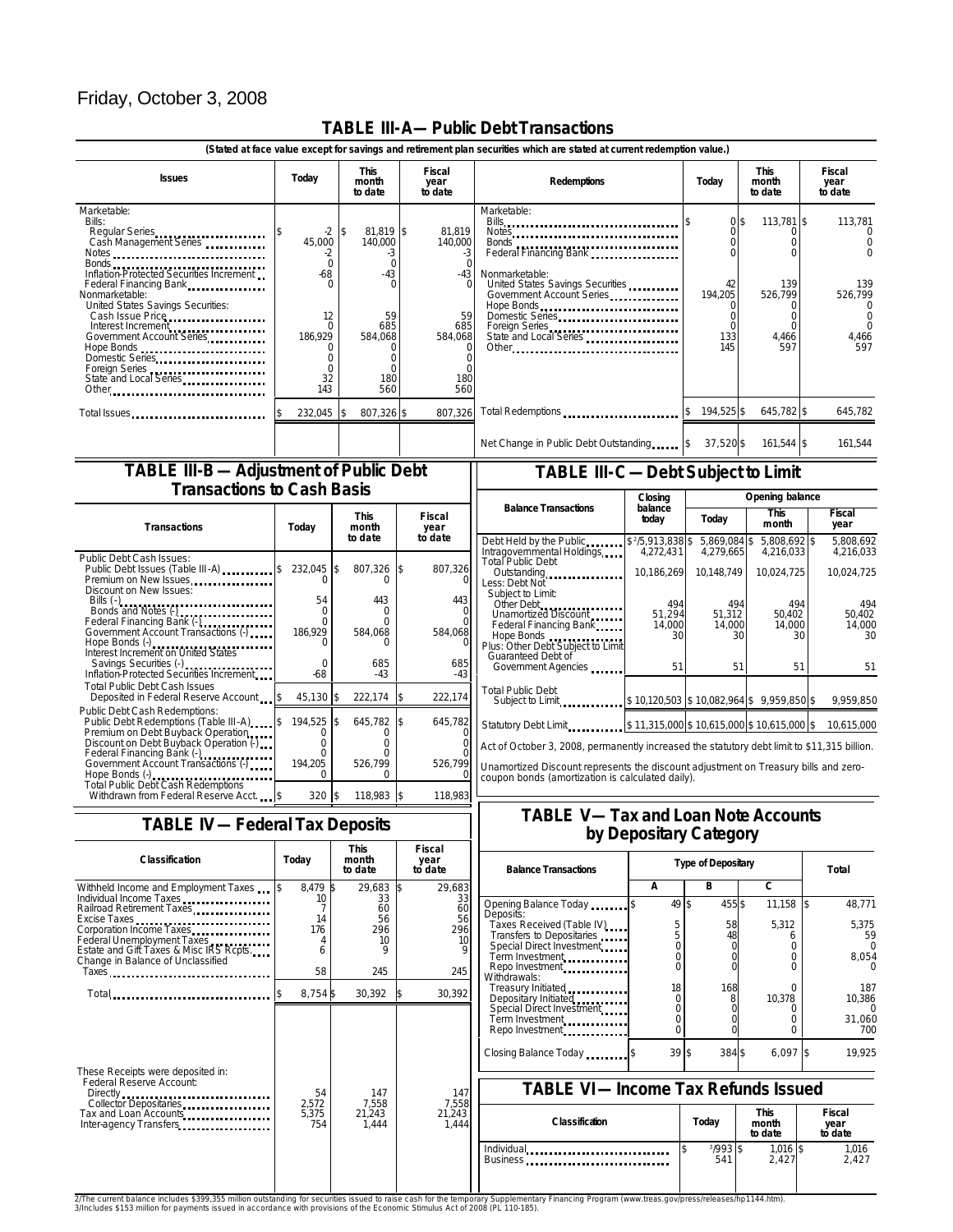Friday, October 3, 2008

## TABLE III-A— Public Debt Transactions

(Stated at face value except for savings and retirement plan securities which are stated at current redemption value.)

| Issues | Today | This month to date | Fiscal year to date |
|---|---|---|---|
| Marketable: | | | |
| Bills: | | | |
| Regular Series | $ -2 | $ 81,819 | $ 81,819 |
| Cash Management Series | 45,000 | 140,000 | 140,000 |
| Notes | -2 | -3 | -3 |
| Bonds | 0 | 0 | 0 |
| Inflation-Protected Securities Increment | -68 | -43 | -43 |
| Federal Financing Bank | 0 | 0 | 0 |
| Nonmarketable: | | | |
| United States Savings Securities: | | | |
| Cash Issue Price | 12 | 59 | 59 |
| Interest Increment | 0 | 685 | 685 |
| Government Account Series | 186,929 | 584,068 | 584,068 |
| Hope Bonds | 0 | 0 | 0 |
| Domestic Series | 0 | 0 | 0 |
| Foreign Series | 0 | 0 | 0 |
| State and Local Series | 32 | 180 | 180 |
| Other | 143 | 560 | 560 |
| Total Issues | $ 232,045 | $ 807,326 | $ 807,326 |

| Redemptions | Today | This month to date | Fiscal year to date |
|---|---|---|---|
| Marketable: | | | |
| Bills | $ 0 | $ 113,781 | $ 113,781 |
| Notes | 0 | 0 | 0 |
| Bonds | 0 | 0 | 0 |
| Federal Financing Bank | 0 | 0 | 0 |
| Nonmarketable: | | | |
| United States Savings Securities | 42 | 139 | 139 |
| Government Account Series | 194,205 | 526,799 | 526,799 |
| Hope Bonds | 0 | 0 | 0 |
| Domestic Series | 0 | 0 | 0 |
| Foreign Series | 0 | 0 | 0 |
| State and Local Series | 133 | 4,466 | 4,466 |
| Other | 145 | 597 | 597 |
| Total Redemptions | $ 194,525 | $ 645,782 | $ 645,782 |
| Net Change in Public Debt Outstanding | $ 37,520 | $ 161,544 | $ 161,544 |

## TABLE III-B — Adjustment of Public Debt Transactions to Cash Basis

| Transactions | Today | This month to date | Fiscal year to date |
|---|---|---|---|
| Public Debt Cash Issues: | | | |
| Public Debt Issues (Table III-A) | $ 232,045 | $ 807,326 | $ 807,326 |
| Premium on New Issues | 0 | 0 | 0 |
| Discount on New Issues: | | | |
| Bills (-) | 54 | 443 | 443 |
| Bonds and Notes (-) | 0 | 0 | 0 |
| Federal Financing Bank (-) | 0 | 0 | 0 |
| Government Account Transactions (-) | 186,929 | 584,068 | 584,068 |
| Hope Bonds (-) | 0 | 0 | 0 |
| Interest Increment on United States Savings Securities (-) | 0 | 685 | 685 |
| Inflation-Protected Securities Increment | -68 | -43 | -43 |
| Total Public Debt Cash Issues Deposited in Federal Reserve Account | $ 45,130 | $ 222,174 | $ 222,174 |
| Public Debt Cash Redemptions: | | | |
| Public Debt Redemptions (Table III-A) | $ 194,525 | $ 645,782 | $ 645,782 |
| Premium on Debt Buyback Operation | 0 | 0 | 0 |
| Discount on Debt Buyback Operation (-) | 0 | 0 | 0 |
| Federal Financing Bank (-) | 0 | 0 | 0 |
| Government Account Transactions (-) | 194,205 | 526,799 | 526,799 |
| Hope Bonds (-) | 0 | 0 | 0 |
| Total Public Debt Cash Redemptions Withdrawn from Federal Reserve Acct. | $ 320 | $ 118,983 | $ 118,983 |

## TABLE III-C — Debt Subject to Limit

| Balance Transactions | Closing balance today | Opening balance Today | Opening balance This month | Opening balance Fiscal year |
|---|---|---|---|---|
| Debt Held by the Public | $ [2]5,913,838 | $ 5,869,084 | $ 5,808,692 | $ 5,808,692 |
| Intragovernmental Holdings | 4,272,431 | 4,279,665 | 4,216,033 | 4,216,033 |
| Total Public Debt Outstanding | 10,186,269 | 10,148,749 | 10,024,725 | 10,024,725 |
| Less: Debt Not Subject to Limit: | | | | |
| Other Debt | 494 | 494 | 494 | 494 |
| Unamortized Discount | 51,294 | 51,312 | 50,402 | 50,402 |
| Federal Financing Bank | 14,000 | 14,000 | 14,000 | 14,000 |
| Hope Bonds | 30 | 30 | 30 | 30 |
| Plus: Other Debt Subject to Limit Guaranteed Debt of Government Agencies | 51 | 51 | 51 | 51 |
| Total Public Debt Subject to Limit | $ 10,120,503 | $ 10,082,964 | $ 9,959,850 | $ 9,959,850 |
| Statutory Debt Limit | $ 11,315,000 | $ 10,615,000 | $ 10,615,000 | $ 10,615,000 |

Act of October 3, 2008, permanently increased the statutory debt limit to $11,315 billion.

Unamortized Discount represents the discount adjustment on Treasury bills and zero-coupon bonds (amortization is calculated daily).

## TABLE IV — Federal Tax Deposits

| Classification | Today | This month to date | Fiscal year to date |
|---|---|---|---|
| Withheld Income and Employment Taxes | $ 8,479 | $ 29,683 | $ 29,683 |
| Individual Income Taxes | 10 | 33 | 33 |
| Railroad Retirement Taxes | 7 | 60 | 60 |
| Excise Taxes | 14 | 56 | 56 |
| Corporation Income Taxes | 176 | 296 | 296 |
| Federal Unemployment Taxes | 4 | 10 | 10 |
| Estate and Gift Taxes & Misc IRS Rcpts. | 6 | 9 | 9 |
| Change in Balance of Unclassified Taxes | 58 | 245 | 245 |
| Total | $ 8,754 | $ 30,392 | $ 30,392 |
| These Receipts were deposited in: | | | |
| Federal Reserve Account: | | | |
| Directly | 54 | 147 | 147 |
| Collector Depositaries | 2,572 | 7,558 | 7,558 |
| Tax and Loan Accounts | 5,375 | 21,243 | 21,243 |
| Inter-agency Transfers | 754 | 1,444 | 1,444 |

## TABLE V — Tax and Loan Note Accounts by Depositary Category

| Balance Transactions | Type of Depositary A | Type of Depositary B | Type of Depositary C | Total |
|---|---|---|---|---|
| Opening Balance Today | $ 49 | $ 455 | $ 11,158 | $ 48,771 |
| Deposits: | | | | |
| Taxes Received (Table IV) | 5 | 58 | 5,312 | 5,375 |
| Transfers to Depositaries | 5 | 48 | 6 | 59 |
| Special Direct Investment | 0 | 0 | 0 | 0 |
| Term Investment | 0 | 0 | 0 | 8,054 |
| Repo Investment | 0 | 0 | 0 | 0 |
| Withdrawals: | | | | |
| Treasury Initiated | 18 | 168 | 0 | 187 |
| Depositary Initiated | 0 | 8 | 10,378 | 10,386 |
| Special Direct Investment | 0 | 0 | 0 | 0 |
| Term Investment | 0 | 0 | 0 | 31,060 |
| Repo Investment | 0 | 0 | 0 | 700 |
| Closing Balance Today | $ 39 | $ 384 | $ 6,097 | $ 19,925 |

## TABLE VI — Income Tax Refunds Issued

| Classification | Today | This month to date | Fiscal year to date |
|---|---|---|---|
| Individual | $ [3]993 | $ 1,016 | $ 1,016 |
| Business | 541 | 2,427 | 2,427 |

2/The current balance includes $399,355 million outstanding for securities issued to raise cash for the temporary Supplementary Financing Program (www.treas.gov/press/releases/hp1144.htm).
3/Includes $153 million for payments issued in accordance with provisions of the Economic Stimulus Act of 2008 (PL 110-185).